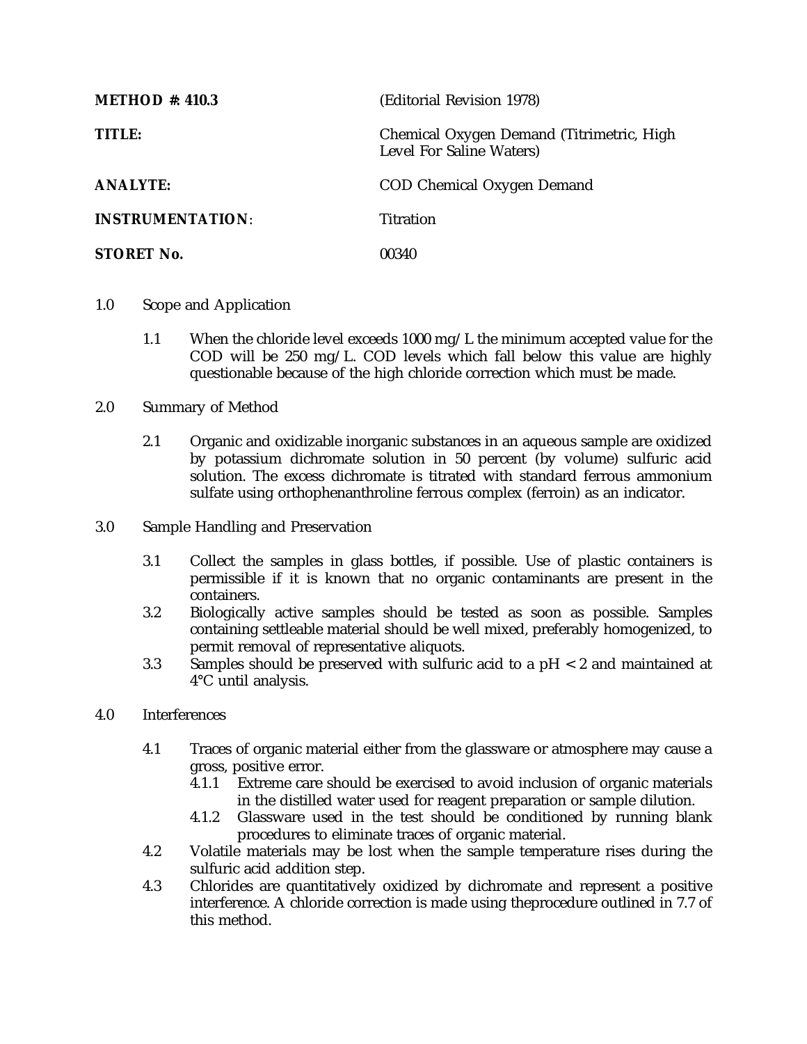**METHOD #: 410.3** (Editorial Revision 1978)

**TITLE:** Chemical Oxygen Demand (Titrimetric, High Level For Saline Waters)

**ANALYTE:** COD Chemical Oxygen Demand

**INSTRUMENTATION:** Titration

**STORET No.** 00340

1.0 Scope and Application

1.1 When the chloride level exceeds 1000 mg/L the minimum accepted value for the COD will be 250 mg/L. COD levels which fall below this value are highly questionable because of the high chloride correction which must be made.

2.0 Summary of Method

2.1 Organic and oxidizable inorganic substances in an aqueous sample are oxidized by potassium dichromate solution in 50 percent (by volume) sulfuric acid solution. The excess dichromate is titrated with standard ferrous ammonium sulfate using orthophenanthroline ferrous complex (ferroin) as an indicator.

3.0 Sample Handling and Preservation

3.1 Collect the samples in glass bottles, if possible. Use of plastic containers is permissible if it is known that no organic contaminants are present in the containers.

3.2 Biologically active samples should be tested as soon as possible. Samples containing settleable material should be well mixed, preferably homogenized, to permit removal of representative aliquots.

3.3 Samples should be preserved with sulfuric acid to a pH < 2 and maintained at 4°C until analysis.

4.0 Interferences

4.1 Traces of organic material either from the glassware or atmosphere may cause a gross, positive error.

4.1.1 Extreme care should be exercised to avoid inclusion of organic materials in the distilled water used for reagent preparation or sample dilution.

4.1.2 Glassware used in the test should be conditioned by running blank procedures to eliminate traces of organic material.

4.2 Volatile materials may be lost when the sample temperature rises during the sulfuric acid addition step.

4.3 Chlorides are quantitatively oxidized by dichromate and represent a positive interference. A chloride correction is made using theprocedure outlined in 7.7 of this method.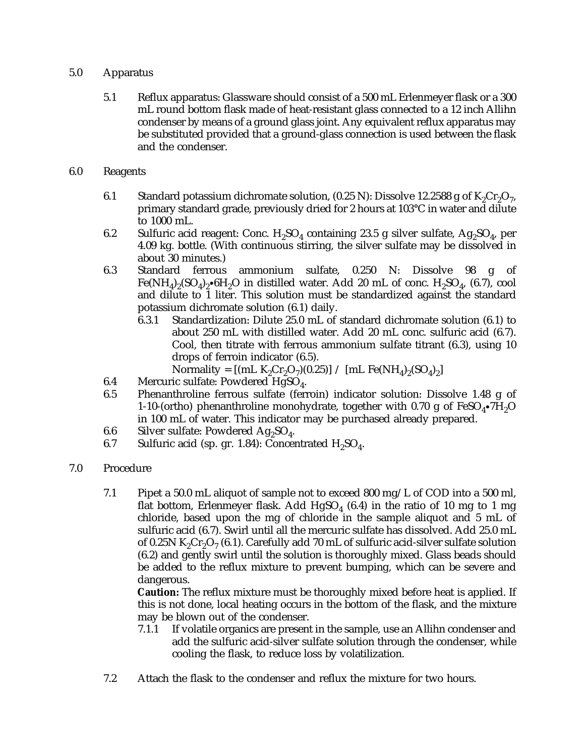## 5.0 Apparatus

5.1 Reflux apparatus: Glassware should consist of a 500 mL Erlenmeyer flask or a 300 mL round bottom flask made of heat-resistant glass connected to a 12 inch Allihn condenser by means of a ground glass joint. Any equivalent reflux apparatus may be substituted provided that a ground-glass connection is used between the flask and the condenser.

## 6.0 Reagents

6.1 Standard potassium dichromate solution, (0.25 N): Dissolve 12.2588 g of $K_2Cr_2O_7$, primary standard grade, previously dried for 2 hours at 103°C in water and dilute to 1000 mL.

6.2 Sulfuric acid reagent: Conc. $H_2SO_4$ containing 23.5 g silver sulfate, $Ag_2SO_4$, per 4.09 kg. bottle. (With continuous stirring, the silver sulfate may be dissolved in about 30 minutes.)

6.3 Standard ferrous ammonium sulfate, 0.250 N: Dissolve 98 g of $Fe(NH_4)_2(SO_4)_2{\bullet}6H_2O$ in distilled water. Add 20 mL of conc. $H_2SO_4$, (6.7), cool and dilute to 1 liter. This solution must be standardized against the standard potassium dichromate solution (6.1) daily.

6.3.1 Standardization: Dilute 25.0 mL of standard dichromate solution (6.1) to about 250 mL with distilled water. Add 20 mL conc. sulfuric acid (6.7). Cool, then titrate with ferrous ammonium sulfate titrant (6.3), using 10 drops of ferroin indicator (6.5).

$$\text{Normality} = [(\text{mL } K_2Cr_2O_7)(0.25)] / [\text{mL } Fe(NH_4)_2(SO_4)_2]$$

6.4 Mercuric sulfate: Powdered $HgSO_4$.

6.5 Phenanthroline ferrous sulfate (ferroin) indicator solution: Dissolve 1.48 g of 1-10-(ortho) phenanthroline monohydrate, together with 0.70 g of $FeSO_4{\bullet}7H_2O$ in 100 mL of water. This indicator may be purchased already prepared.

6.6 Silver sulfate: Powdered $Ag_2SO_4$.

6.7 Sulfuric acid (sp. gr. 1.84): Concentrated $H_2SO_4$.

## 7.0 Procedure

7.1 Pipet a 50.0 mL aliquot of sample not to exceed 800 mg/L of COD into a 500 ml, flat bottom, Erlenmeyer flask. Add $HgSO_4$ (6.4) in the ratio of 10 mg to 1 mg chloride, based upon the mg of chloride in the sample aliquot and 5 mL of sulfuric acid (6.7). Swirl until all the mercuric sulfate has dissolved. Add 25.0 mL of 0.25N $K_2Cr_2O_7$ (6.1). Carefully add 70 mL of sulfuric acid-silver sulfate solution (6.2) and gently swirl until the solution is thoroughly mixed. Glass beads should be added to the reflux mixture to prevent bumping, which can be severe and dangerous.

**Caution:** The reflux mixture must be thoroughly mixed before heat is applied. If this is not done, local heating occurs in the bottom of the flask, and the mixture may be blown out of the condenser.

7.1.1 If volatile organics are present in the sample, use an Allihn condenser and add the sulfuric acid-silver sulfate solution through the condenser, while cooling the flask, to reduce loss by volatilization.

7.2 Attach the flask to the condenser and reflux the mixture for two hours.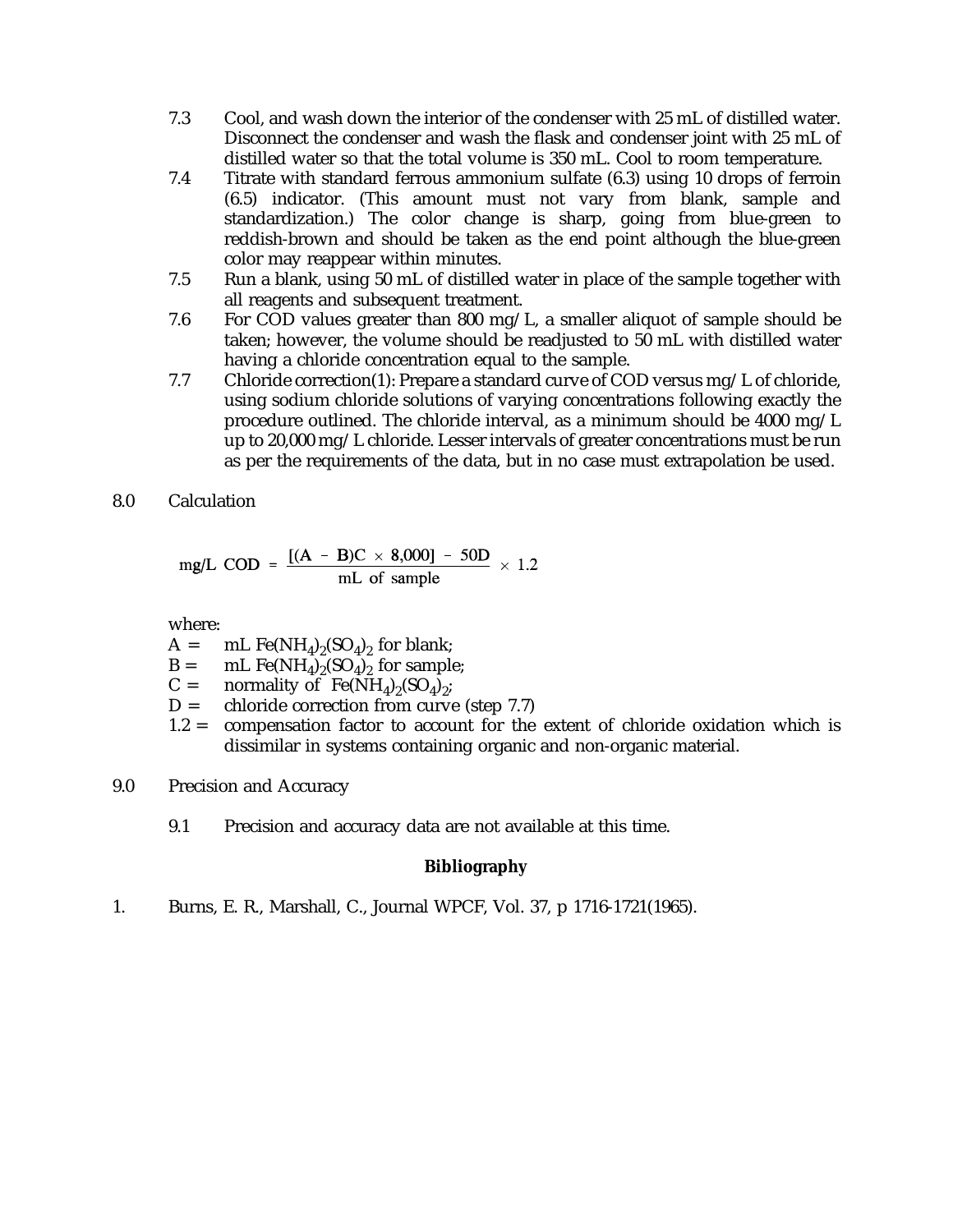7.3 Cool, and wash down the interior of the condenser with 25 mL of distilled water. Disconnect the condenser and wash the flask and condenser joint with 25 mL of distilled water so that the total volume is 350 mL. Cool to room temperature.

7.4 Titrate with standard ferrous ammonium sulfate (6.3) using 10 drops of ferroin (6.5) indicator. (This amount must not vary from blank, sample and standardization.) The color change is sharp, going from blue-green to reddish-brown and should be taken as the end point although the blue-green color may reappear within minutes.

7.5 Run a blank, using 50 mL of distilled water in place of the sample together with all reagents and subsequent treatment.

7.6 For COD values greater than 800 mg/L, a smaller aliquot of sample should be taken; however, the volume should be readjusted to 50 mL with distilled water having a chloride concentration equal to the sample.

7.7 Chloride correction(1): Prepare a standard curve of COD versus mg/L of chloride, using sodium chloride solutions of varying concentrations following exactly the procedure outlined. The chloride interval, as a minimum should be 4000 mg/L up to 20,000 mg/L chloride. Lesser intervals of greater concentrations must be run as per the requirements of the data, but in no case must extrapolation be used.

## 8.0 Calculation

$$\text{mg/L COD} = \frac{[(A - B)C \times 8{,}000] - 50D}{\text{mL of sample}} \times 1.2$$

where:

A = mL $Fe(NH_4)_2(SO_4)_2$ for blank;

B = mL $Fe(NH_4)_2(SO_4)_2$ for sample;

C = normality of $Fe(NH_4)_2(SO_4)_2$;

D = chloride correction from curve (step 7.7)

1.2 = compensation factor to account for the extent of chloride oxidation which is dissimilar in systems containing organic and non-organic material.

## 9.0 Precision and Accuracy

9.1 Precision and accuracy data are not available at this time.

### Bibliography

1. Burns, E. R., Marshall, C., Journal WPCF, Vol. 37, p 1716-1721(1965).